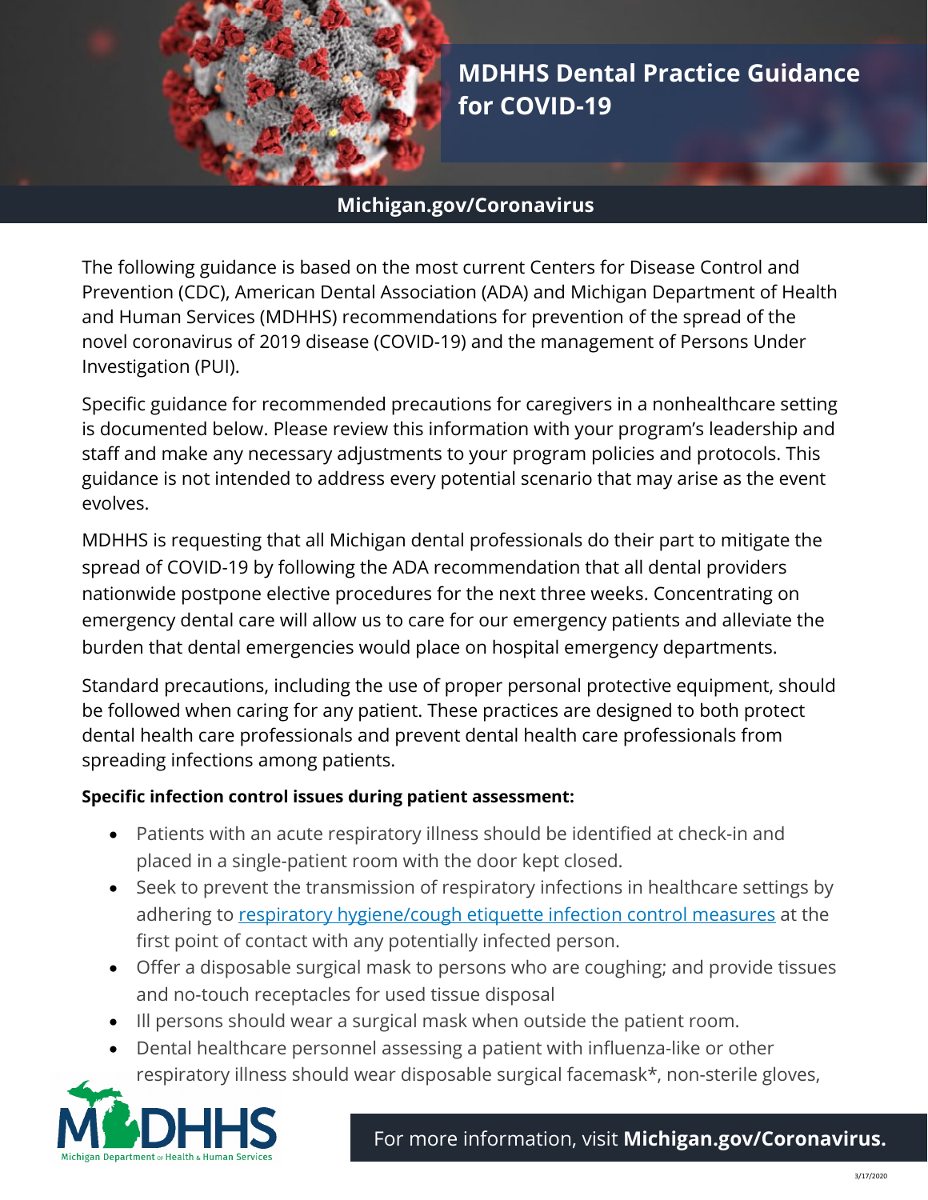# MDHHS Dental Practice Guidance for COVID-19

**Michigan.gov/Coronavirus**

The following guidance is based on the most current Centers for Disease Control and Prevention (CDC), American Dental Association (ADA) and Michigan Department of Health and Human Services (MDHHS) recommendations for prevention of the spread of the novel coronavirus of 2019 disease (COVID-19) and the management of Persons Under Investigation (PUI).

Specific guidance for recommended precautions for caregivers in a nonhealthcare setting is documented below. Please review this information with your program's leadership and staff and make any necessary adjustments to your program policies and protocols. This guidance is not intended to address every potential scenario that may arise as the event evolves.

MDHHS is requesting that all Michigan dental professionals do their part to mitigate the spread of COVID-19 by following the ADA recommendation that all dental providers nationwide postpone elective procedures for the next three weeks. Concentrating on emergency dental care will allow us to care for our emergency patients and alleviate the burden that dental emergencies would place on hospital emergency departments.

Standard precautions, including the use of proper personal protective equipment, should be followed when caring for any patient. These practices are designed to both protect dental health care professionals and prevent dental health care professionals from spreading infections among patients.

**Specific infection control issues during patient assessment:**

- Patients with an acute respiratory illness should be identified at check-in and placed in a single-patient room with the door kept closed.
- Seek to prevent the transmission of respiratory infections in healthcare settings by adhering to respiratory hygiene/cough etiquette infection control measures at the first point of contact with any potentially infected person.
- Offer a disposable surgical mask to persons who are coughing; and provide tissues and no-touch receptacles for used tissue disposal
- Ill persons should wear a surgical mask when outside the patient room.
- Dental healthcare personnel assessing a patient with influenza-like or other respiratory illness should wear disposable surgical facemask*, non-sterile gloves,

For more information, visit **Michigan.gov/Coronavirus.**

3/17/2020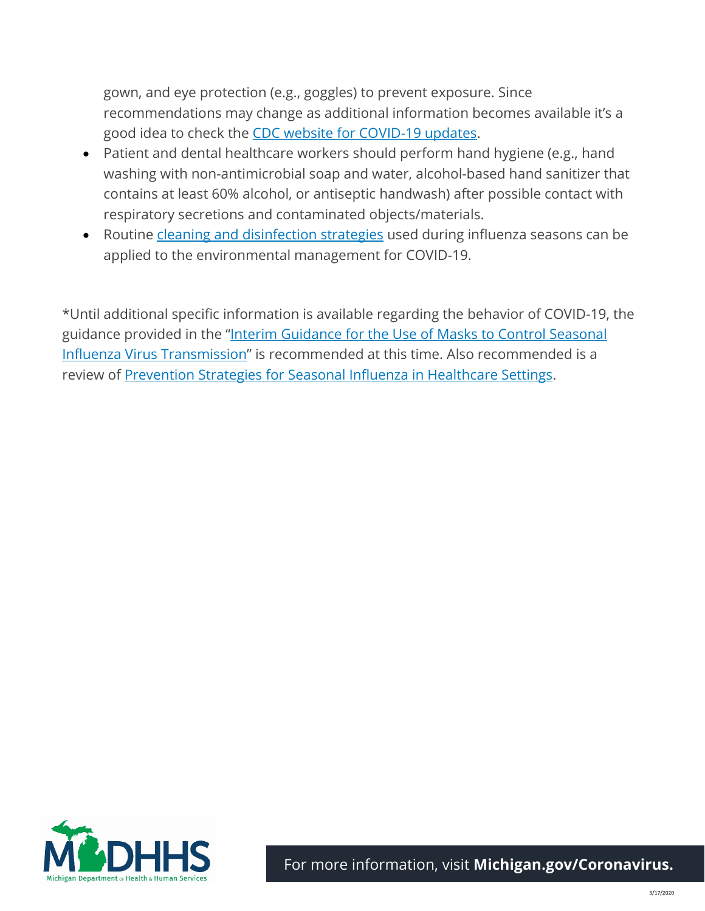gown, and eye protection (e.g., goggles) to prevent exposure. Since recommendations may change as additional information becomes available it's a good idea to check the CDC website for COVID-19 updates.

- Patient and dental healthcare workers should perform hand hygiene (e.g., hand washing with non-antimicrobial soap and water, alcohol-based hand sanitizer that contains at least 60% alcohol, or antiseptic handwash) after possible contact with respiratory secretions and contaminated objects/materials.
- Routine cleaning and disinfection strategies used during influenza seasons can be applied to the environmental management for COVID-19.

*Until additional specific information is available regarding the behavior of COVID-19, the guidance provided in the "Interim Guidance for the Use of Masks to Control Seasonal Influenza Virus Transmission" is recommended at this time. Also recommended is a review of Prevention Strategies for Seasonal Influenza in Healthcare Settings.

MDHHS Michigan Department of Health & Human Services

For more information, visit **Michigan.gov/Coronavirus.**

3/17/2020